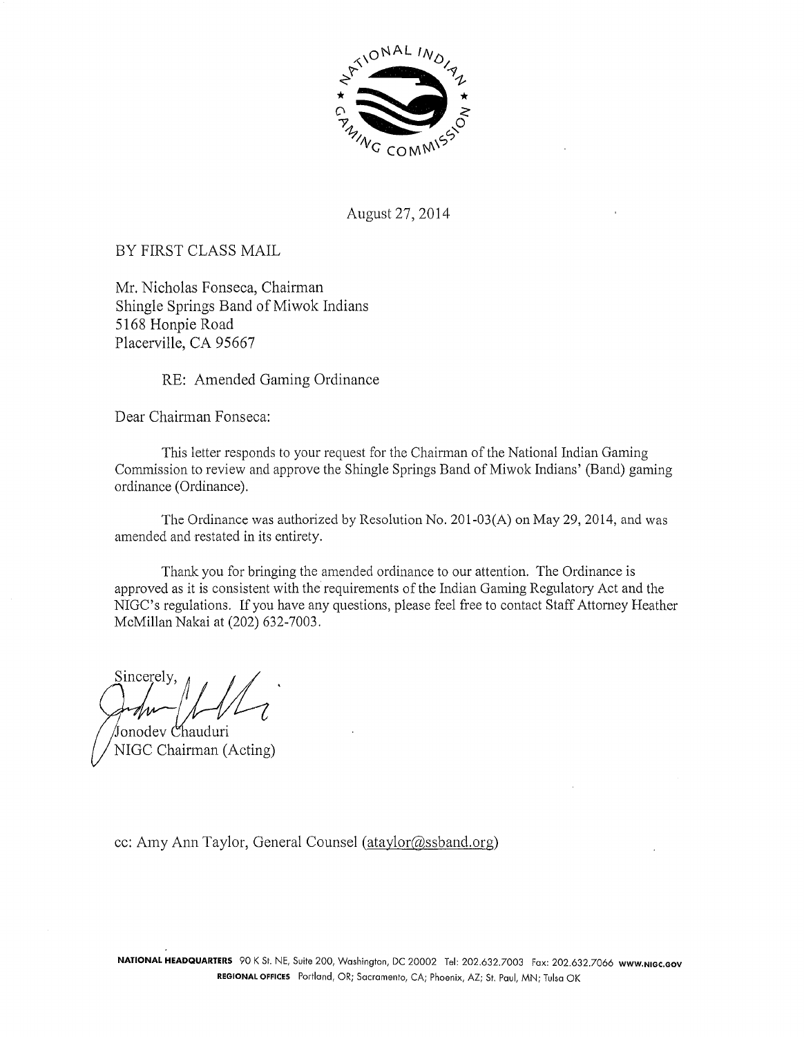August 27, 2014

BY FIRST CLASS MAIL

Mr. Nicholas Fonseca, Chairman
Shingle Springs Band of Miwok Indians
5168 Honpie Road
Placerville, CA 95667

RE: Amended Gaming Ordinance

Dear Chairman Fonseca:

This letter responds to your request for the Chairman of the National Indian Gaming Commission to review and approve the Shingle Springs Band of Miwok Indians' (Band) gaming ordinance (Ordinance).

The Ordinance was authorized by Resolution No. 201-03(A) on May 29, 2014, and was amended and restated in its entirety.

Thank you for bringing the amended ordinance to our attention. The Ordinance is approved as it is consistent with the requirements of the Indian Gaming Regulatory Act and the NIGC's regulations. If you have any questions, please feel free to contact Staff Attorney Heather McMillan Nakai at (202) 632-7003.

Sincerely,

Jonodev Chauduri
NIGC Chairman (Acting)

cc: Amy Ann Taylor, General Counsel (ataylor@ssband.org)

**NATIONAL HEADQUARTERS** 90 K St. NE, Suite 200, Washington, DC 20002 Tel: 202.632.7003 Fax: 202.632.7066 **WWW.NIGC.GOV**
**REGIONAL OFFICES** Portland, OR; Sacramento, CA; Phoenix, AZ; St. Paul, MN; Tulsa OK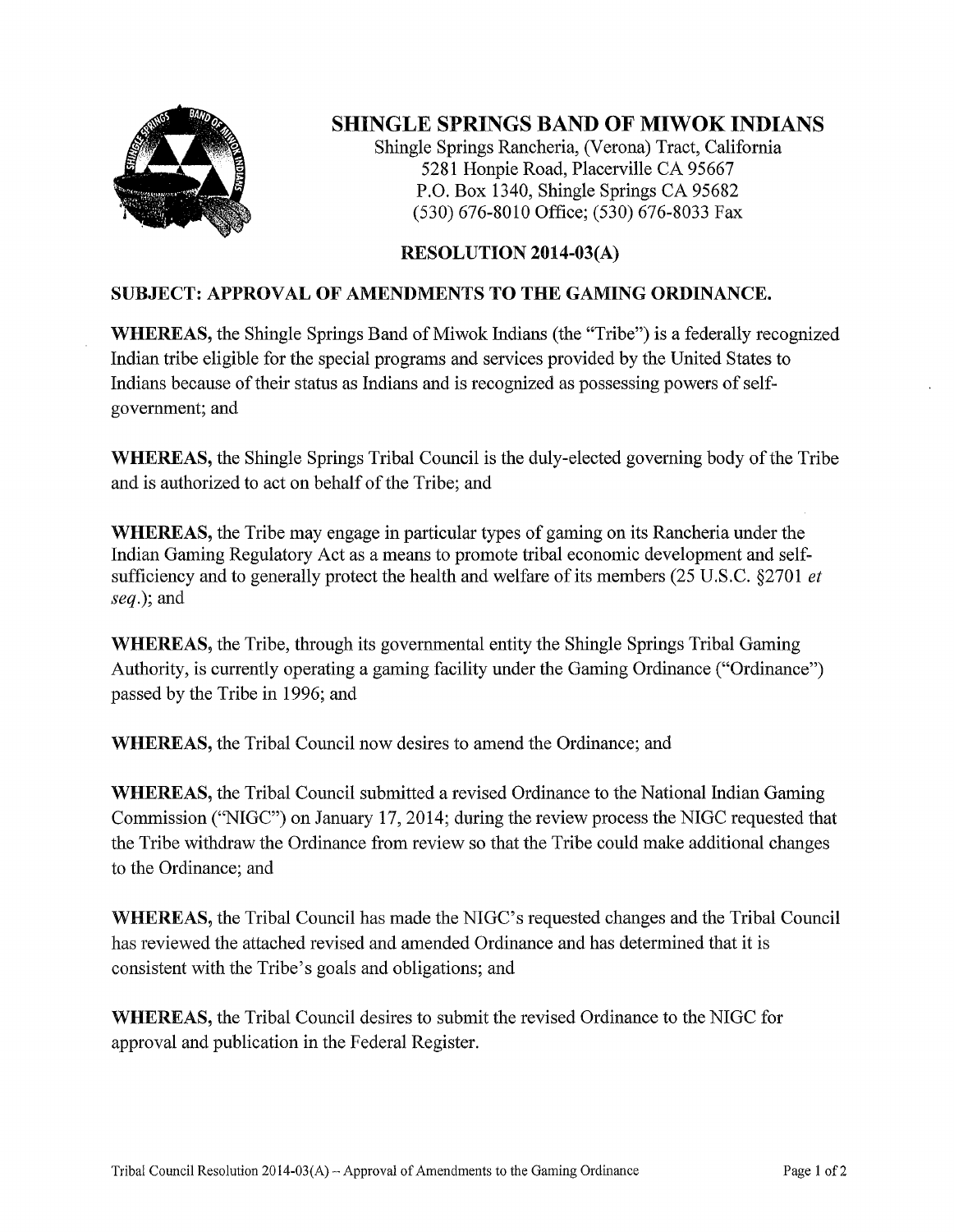# SHINGLE SPRINGS BAND OF MIWOK INDIANS

Shingle Springs Rancheria, (Verona) Tract, California
5281 Honpie Road, Placerville CA 95667
P.O. Box 1340, Shingle Springs CA 95682
(530) 676-8010 Office; (530) 676-8033 Fax

## RESOLUTION 2014-03(A)

### SUBJECT: APPROVAL OF AMENDMENTS TO THE GAMING ORDINANCE.

**WHEREAS,** the Shingle Springs Band of Miwok Indians (the "Tribe") is a federally recognized Indian tribe eligible for the special programs and services provided by the United States to Indians because of their status as Indians and is recognized as possessing powers of self-government; and

**WHEREAS,** the Shingle Springs Tribal Council is the duly-elected governing body of the Tribe and is authorized to act on behalf of the Tribe; and

**WHEREAS,** the Tribe may engage in particular types of gaming on its Rancheria under the Indian Gaming Regulatory Act as a means to promote tribal economic development and self-sufficiency and to generally protect the health and welfare of its members (25 U.S.C. §2701 *et seq.*); and

**WHEREAS,** the Tribe, through its governmental entity the Shingle Springs Tribal Gaming Authority, is currently operating a gaming facility under the Gaming Ordinance ("Ordinance") passed by the Tribe in 1996; and

**WHEREAS,** the Tribal Council now desires to amend the Ordinance; and

**WHEREAS,** the Tribal Council submitted a revised Ordinance to the National Indian Gaming Commission ("NIGC") on January 17, 2014; during the review process the NIGC requested that the Tribe withdraw the Ordinance from review so that the Tribe could make additional changes to the Ordinance; and

**WHEREAS,** the Tribal Council has made the NIGC's requested changes and the Tribal Council has reviewed the attached revised and amended Ordinance and has determined that it is consistent with the Tribe's goals and obligations; and

**WHEREAS,** the Tribal Council desires to submit the revised Ordinance to the NIGC for approval and publication in the Federal Register.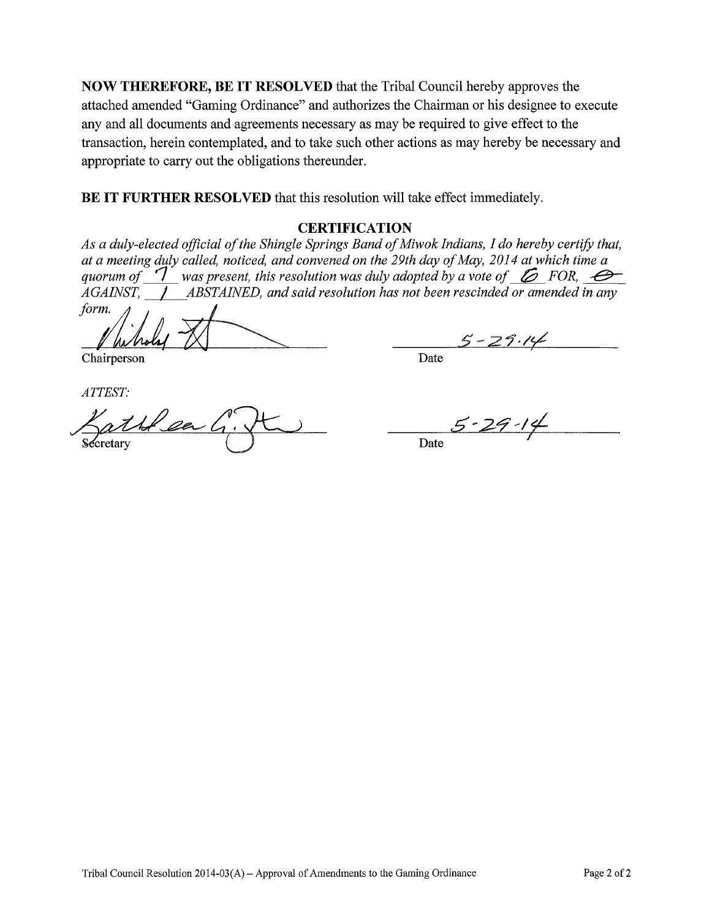**NOW THEREFORE, BE IT RESOLVED** that the Tribal Council hereby approves the attached amended "Gaming Ordinance" and authorizes the Chairman or his designee to execute any and all documents and agreements necessary as may be required to give effect to the transaction, herein contemplated, and to take such other actions as may hereby be necessary and appropriate to carry out the obligations thereunder.

**BE IT FURTHER RESOLVED** that this resolution will take effect immediately.

## CERTIFICATION

*As a duly-elected official of the Shingle Springs Band of Miwok Indians, I do hereby certify that, at a meeting duly called, noticed, and convened on the 29th day of May, 2014 at which time a quorum of* 7 *was present, this resolution was duly adopted by a vote of* 6 *FOR,* 0 *AGAINST,* 1 *ABSTAINED, and said resolution has not been rescinded or amended in any form.*

Chairperson    Date: 5-29-14

*ATTEST:*

Secretary    Date: 5-29-14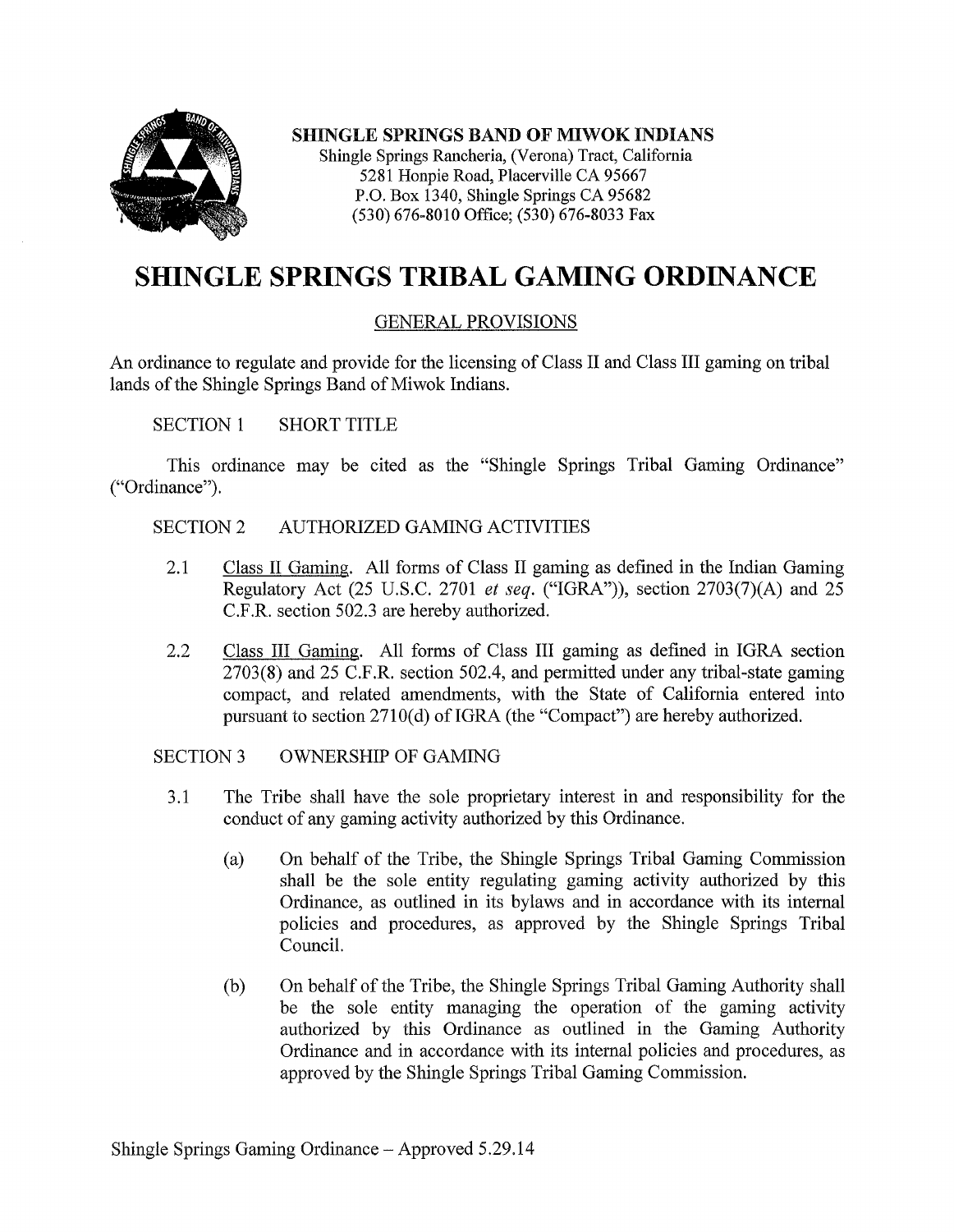**SHINGLE SPRINGS BAND OF MIWOK INDIANS**
Shingle Springs Rancheria, (Verona) Tract, California
5281 Honpie Road, Placerville CA 95667
P.O. Box 1340, Shingle Springs CA 95682
(530) 676-8010 Office; (530) 676-8033 Fax

# SHINGLE SPRINGS TRIBAL GAMING ORDINANCE

## GENERAL PROVISIONS

An ordinance to regulate and provide for the licensing of Class II and Class III gaming on tribal lands of the Shingle Springs Band of Miwok Indians.

### SECTION 1 SHORT TITLE

This ordinance may be cited as the "Shingle Springs Tribal Gaming Ordinance" ("Ordinance").

### SECTION 2 AUTHORIZED GAMING ACTIVITIES

2.1 Class II Gaming. All forms of Class II gaming as defined in the Indian Gaming Regulatory Act (25 U.S.C. 2701 *et seq.* ("IGRA")), section 2703(7)(A) and 25 C.F.R. section 502.3 are hereby authorized.

2.2 Class III Gaming. All forms of Class III gaming as defined in IGRA section 2703(8) and 25 C.F.R. section 502.4, and permitted under any tribal-state gaming compact, and related amendments, with the State of California entered into pursuant to section 2710(d) of IGRA (the "Compact") are hereby authorized.

### SECTION 3 OWNERSHIP OF GAMING

3.1 The Tribe shall have the sole proprietary interest in and responsibility for the conduct of any gaming activity authorized by this Ordinance.

(a) On behalf of the Tribe, the Shingle Springs Tribal Gaming Commission shall be the sole entity regulating gaming activity authorized by this Ordinance, as outlined in its bylaws and in accordance with its internal policies and procedures, as approved by the Shingle Springs Tribal Council.

(b) On behalf of the Tribe, the Shingle Springs Tribal Gaming Authority shall be the sole entity managing the operation of the gaming activity authorized by this Ordinance as outlined in the Gaming Authority Ordinance and in accordance with its internal policies and procedures, as approved by the Shingle Springs Tribal Gaming Commission.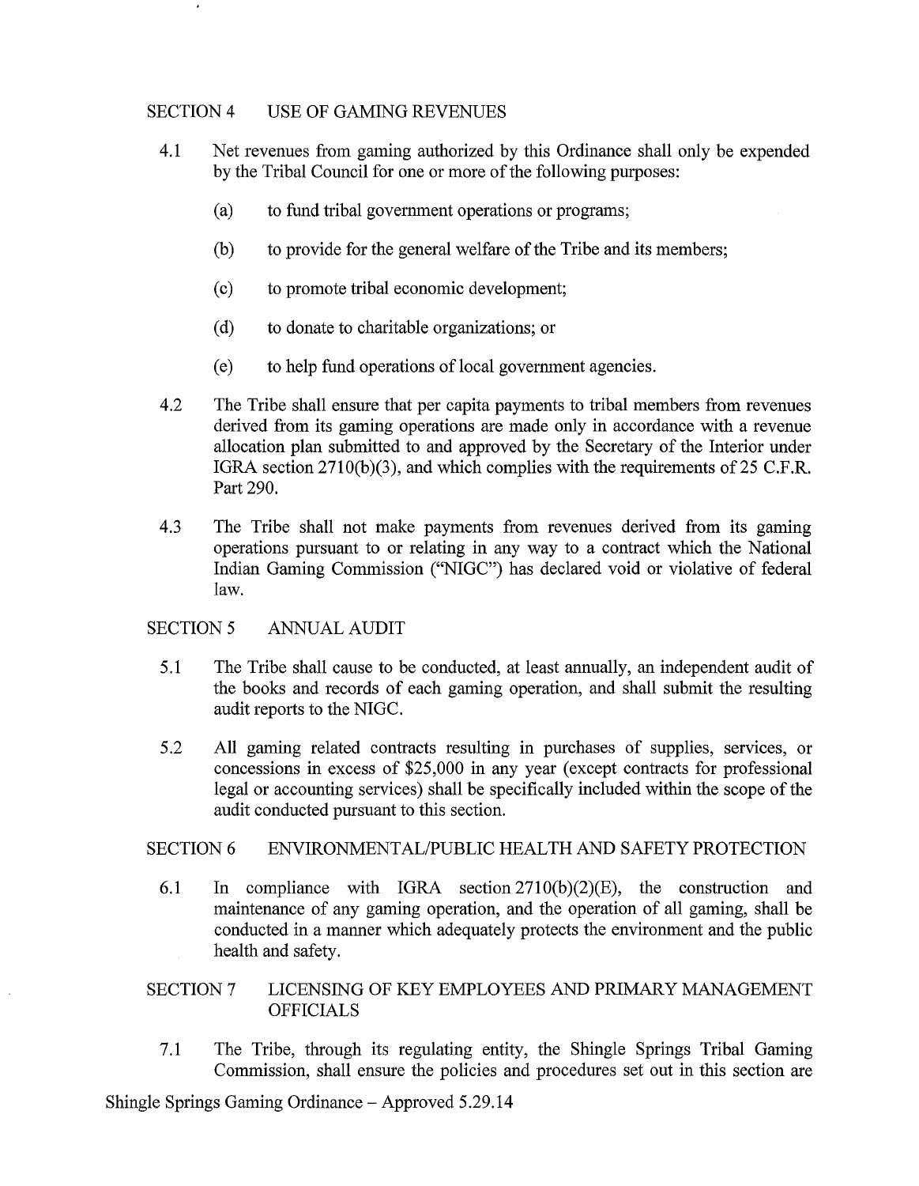## SECTION 4 USE OF GAMING REVENUES

4.1 Net revenues from gaming authorized by this Ordinance shall only be expended by the Tribal Council for one or more of the following purposes:

(a) to fund tribal government operations or programs;

(b) to provide for the general welfare of the Tribe and its members;

(c) to promote tribal economic development;

(d) to donate to charitable organizations; or

(e) to help fund operations of local government agencies.

4.2 The Tribe shall ensure that per capita payments to tribal members from revenues derived from its gaming operations are made only in accordance with a revenue allocation plan submitted to and approved by the Secretary of the Interior under IGRA section 2710(b)(3), and which complies with the requirements of 25 C.F.R. Part 290.

4.3 The Tribe shall not make payments from revenues derived from its gaming operations pursuant to or relating in any way to a contract which the National Indian Gaming Commission ("NIGC") has declared void or violative of federal law.

## SECTION 5 ANNUAL AUDIT

5.1 The Tribe shall cause to be conducted, at least annually, an independent audit of the books and records of each gaming operation, and shall submit the resulting audit reports to the NIGC.

5.2 All gaming related contracts resulting in purchases of supplies, services, or concessions in excess of $25,000 in any year (except contracts for professional legal or accounting services) shall be specifically included within the scope of the audit conducted pursuant to this section.

## SECTION 6 ENVIRONMENTAL/PUBLIC HEALTH AND SAFETY PROTECTION

6.1 In compliance with IGRA section 2710(b)(2)(E), the construction and maintenance of any gaming operation, and the operation of all gaming, shall be conducted in a manner which adequately protects the environment and the public health and safety.

## SECTION 7 LICENSING OF KEY EMPLOYEES AND PRIMARY MANAGEMENT OFFICIALS

7.1 The Tribe, through its regulating entity, the Shingle Springs Tribal Gaming Commission, shall ensure the policies and procedures set out in this section are

Shingle Springs Gaming Ordinance – Approved 5.29.14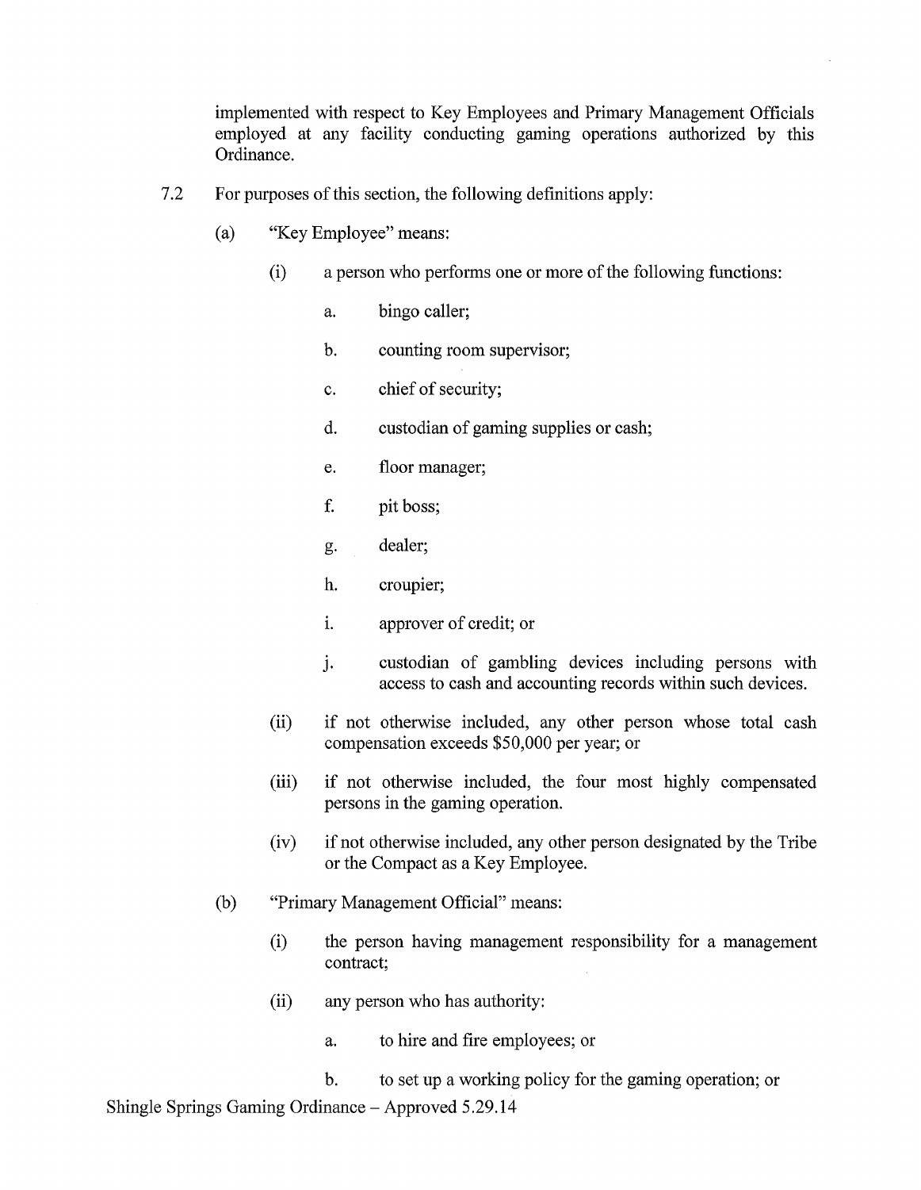implemented with respect to Key Employees and Primary Management Officials employed at any facility conducting gaming operations authorized by this Ordinance.

7.2 For purposes of this section, the following definitions apply:

(a) "Key Employee" means:

(i) a person who performs one or more of the following functions:

a. bingo caller;

b. counting room supervisor;

c. chief of security;

d. custodian of gaming supplies or cash;

e. floor manager;

f. pit boss;

g. dealer;

h. croupier;

i. approver of credit; or

j. custodian of gambling devices including persons with access to cash and accounting records within such devices.

(ii) if not otherwise included, any other person whose total cash compensation exceeds $50,000 per year; or

(iii) if not otherwise included, the four most highly compensated persons in the gaming operation.

(iv) if not otherwise included, any other person designated by the Tribe or the Compact as a Key Employee.

(b) "Primary Management Official" means:

(i) the person having management responsibility for a management contract;

(ii) any person who has authority:

a. to hire and fire employees; or

b. to set up a working policy for the gaming operation; or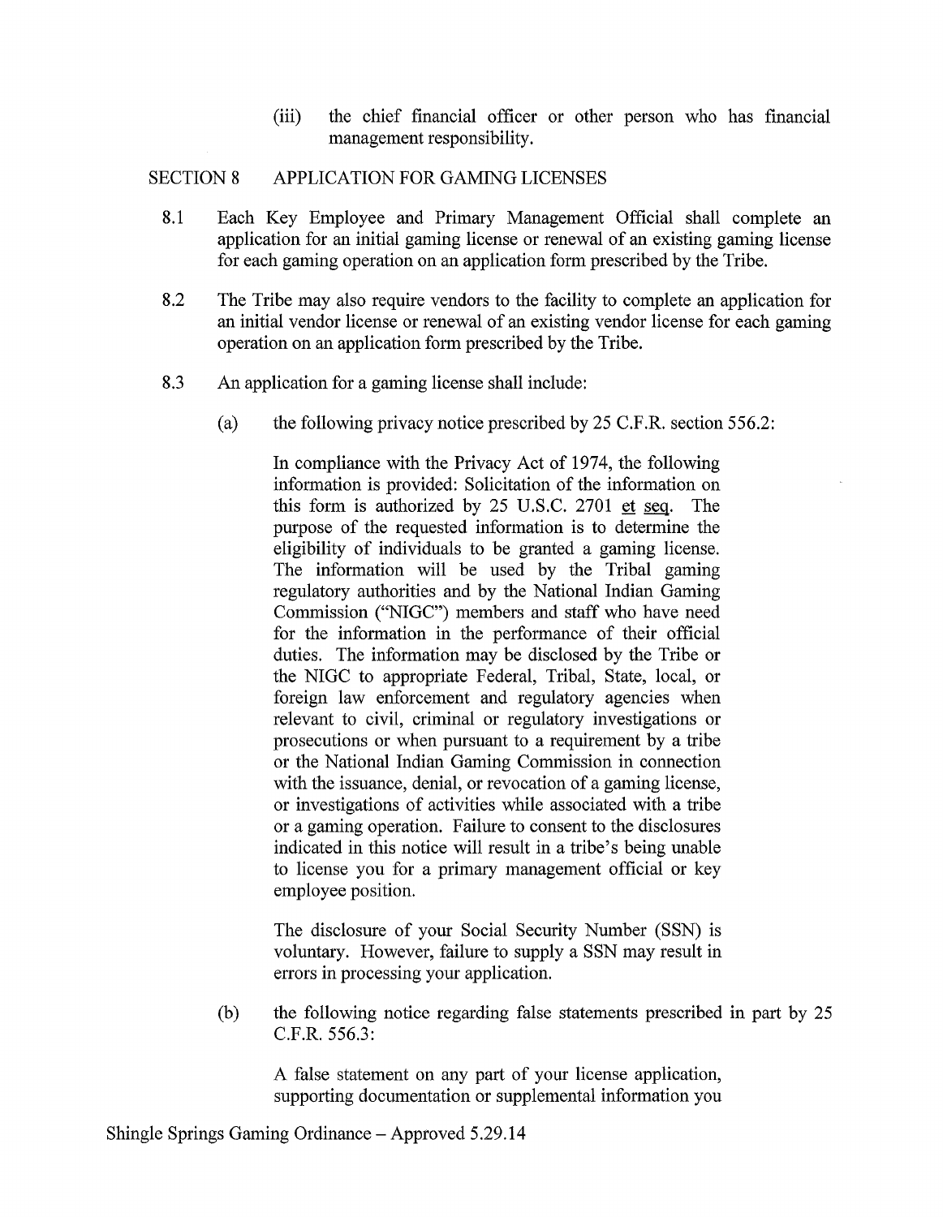(iii) the chief financial officer or other person who has financial management responsibility.

## SECTION 8 APPLICATION FOR GAMING LICENSES

8.1 Each Key Employee and Primary Management Official shall complete an application for an initial gaming license or renewal of an existing gaming license for each gaming operation on an application form prescribed by the Tribe.

8.2 The Tribe may also require vendors to the facility to complete an application for an initial vendor license or renewal of an existing vendor license for each gaming operation on an application form prescribed by the Tribe.

8.3 An application for a gaming license shall include:

(a) the following privacy notice prescribed by 25 C.F.R. section 556.2:

> In compliance with the Privacy Act of 1974, the following information is provided: Solicitation of the information on this form is authorized by 25 U.S.C. 2701 et seq. The purpose of the requested information is to determine the eligibility of individuals to be granted a gaming license. The information will be used by the Tribal gaming regulatory authorities and by the National Indian Gaming Commission ("NIGC") members and staff who have need for the information in the performance of their official duties. The information may be disclosed by the Tribe or the NIGC to appropriate Federal, Tribal, State, local, or foreign law enforcement and regulatory agencies when relevant to civil, criminal or regulatory investigations or prosecutions or when pursuant to a requirement by a tribe or the National Indian Gaming Commission in connection with the issuance, denial, or revocation of a gaming license, or investigations of activities while associated with a tribe or a gaming operation. Failure to consent to the disclosures indicated in this notice will result in a tribe's being unable to license you for a primary management official or key employee position.
>
> The disclosure of your Social Security Number (SSN) is voluntary. However, failure to supply a SSN may result in errors in processing your application.

(b) the following notice regarding false statements prescribed in part by 25 C.F.R. 556.3:

> A false statement on any part of your license application, supporting documentation or supplemental information you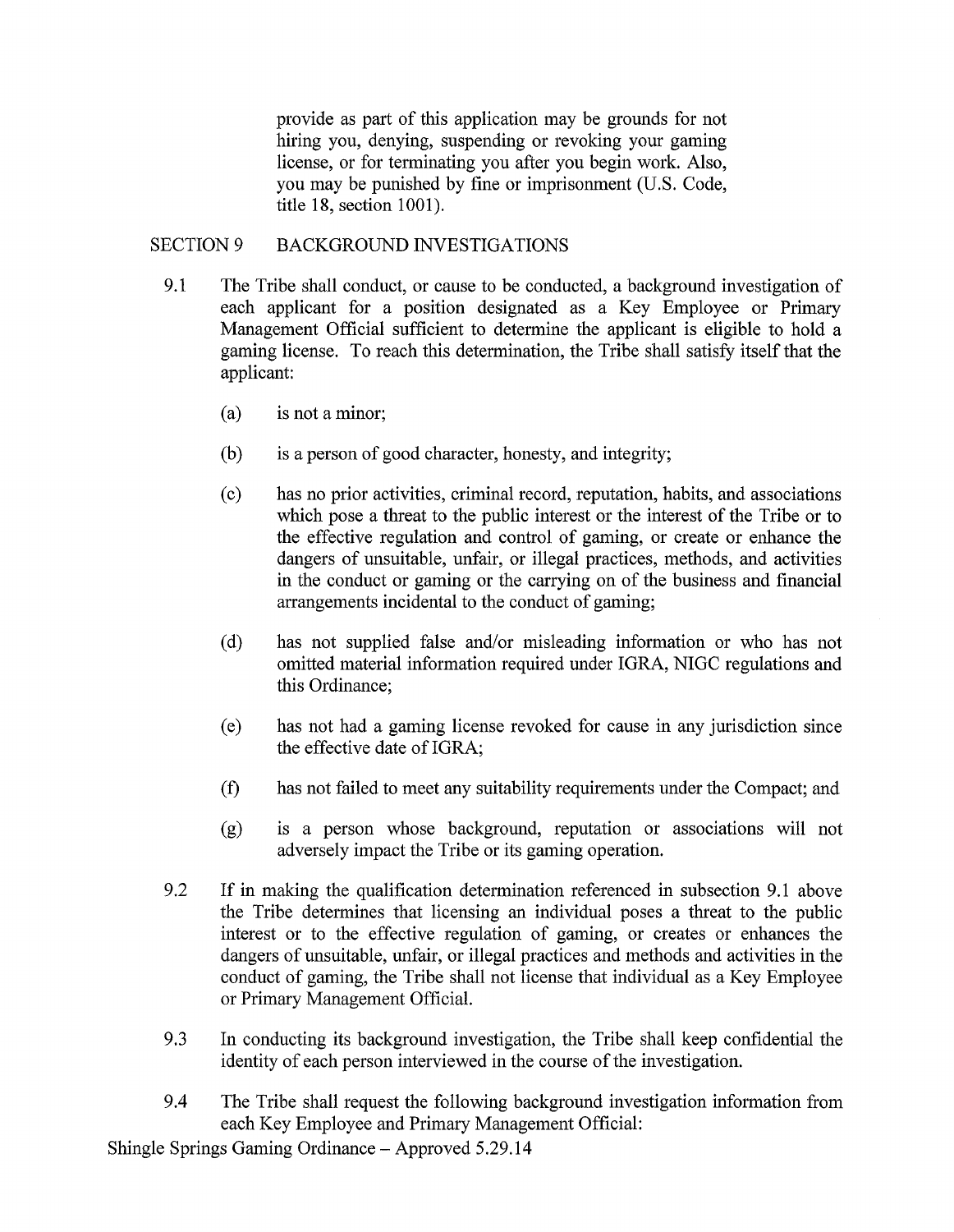provide as part of this application may be grounds for not hiring you, denying, suspending or revoking your gaming license, or for terminating you after you begin work. Also, you may be punished by fine or imprisonment (U.S. Code, title 18, section 1001).

## SECTION 9 BACKGROUND INVESTIGATIONS

9.1 The Tribe shall conduct, or cause to be conducted, a background investigation of each applicant for a position designated as a Key Employee or Primary Management Official sufficient to determine the applicant is eligible to hold a gaming license. To reach this determination, the Tribe shall satisfy itself that the applicant:

(a) is not a minor;

(b) is a person of good character, honesty, and integrity;

(c) has no prior activities, criminal record, reputation, habits, and associations which pose a threat to the public interest or the interest of the Tribe or to the effective regulation and control of gaming, or create or enhance the dangers of unsuitable, unfair, or illegal practices, methods, and activities in the conduct or gaming or the carrying on of the business and financial arrangements incidental to the conduct of gaming;

(d) has not supplied false and/or misleading information or who has not omitted material information required under IGRA, NIGC regulations and this Ordinance;

(e) has not had a gaming license revoked for cause in any jurisdiction since the effective date of IGRA;

(f) has not failed to meet any suitability requirements under the Compact; and

(g) is a person whose background, reputation or associations will not adversely impact the Tribe or its gaming operation.

9.2 If in making the qualification determination referenced in subsection 9.1 above the Tribe determines that licensing an individual poses a threat to the public interest or to the effective regulation of gaming, or creates or enhances the dangers of unsuitable, unfair, or illegal practices and methods and activities in the conduct of gaming, the Tribe shall not license that individual as a Key Employee or Primary Management Official.

9.3 In conducting its background investigation, the Tribe shall keep confidential the identity of each person interviewed in the course of the investigation.

9.4 The Tribe shall request the following background investigation information from each Key Employee and Primary Management Official: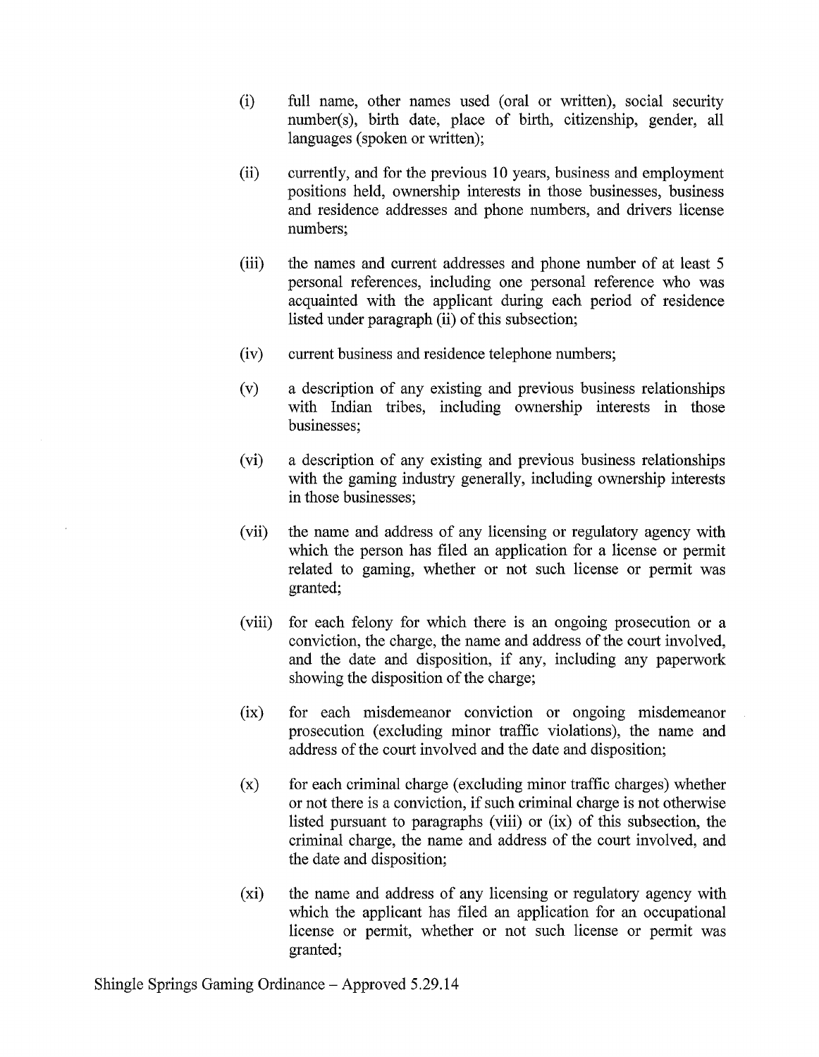(i) full name, other names used (oral or written), social security number(s), birth date, place of birth, citizenship, gender, all languages (spoken or written);

(ii) currently, and for the previous 10 years, business and employment positions held, ownership interests in those businesses, business and residence addresses and phone numbers, and drivers license numbers;

(iii) the names and current addresses and phone number of at least 5 personal references, including one personal reference who was acquainted with the applicant during each period of residence listed under paragraph (ii) of this subsection;

(iv) current business and residence telephone numbers;

(v) a description of any existing and previous business relationships with Indian tribes, including ownership interests in those businesses;

(vi) a description of any existing and previous business relationships with the gaming industry generally, including ownership interests in those businesses;

(vii) the name and address of any licensing or regulatory agency with which the person has filed an application for a license or permit related to gaming, whether or not such license or permit was granted;

(viii) for each felony for which there is an ongoing prosecution or a conviction, the charge, the name and address of the court involved, and the date and disposition, if any, including any paperwork showing the disposition of the charge;

(ix) for each misdemeanor conviction or ongoing misdemeanor prosecution (excluding minor traffic violations), the name and address of the court involved and the date and disposition;

(x) for each criminal charge (excluding minor traffic charges) whether or not there is a conviction, if such criminal charge is not otherwise listed pursuant to paragraphs (viii) or (ix) of this subsection, the criminal charge, the name and address of the court involved, and the date and disposition;

(xi) the name and address of any licensing or regulatory agency with which the applicant has filed an application for an occupational license or permit, whether or not such license or permit was granted;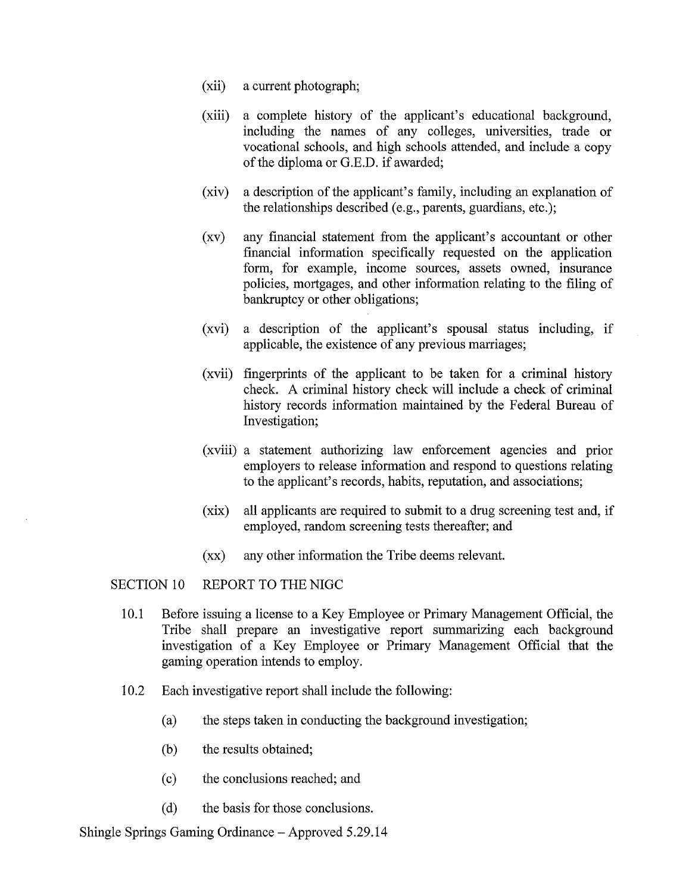(xii) a current photograph;

(xiii) a complete history of the applicant's educational background, including the names of any colleges, universities, trade or vocational schools, and high schools attended, and include a copy of the diploma or G.E.D. if awarded;

(xiv) a description of the applicant's family, including an explanation of the relationships described (e.g., parents, guardians, etc.);

(xv) any financial statement from the applicant's accountant or other financial information specifically requested on the application form, for example, income sources, assets owned, insurance policies, mortgages, and other information relating to the filing of bankruptcy or other obligations;

(xvi) a description of the applicant's spousal status including, if applicable, the existence of any previous marriages;

(xvii) fingerprints of the applicant to be taken for a criminal history check. A criminal history check will include a check of criminal history records information maintained by the Federal Bureau of Investigation;

(xviii) a statement authorizing law enforcement agencies and prior employers to release information and respond to questions relating to the applicant's records, habits, reputation, and associations;

(xix) all applicants are required to submit to a drug screening test and, if employed, random screening tests thereafter; and

(xx) any other information the Tribe deems relevant.

## SECTION 10 REPORT TO THE NIGC

10.1 Before issuing a license to a Key Employee or Primary Management Official, the Tribe shall prepare an investigative report summarizing each background investigation of a Key Employee or Primary Management Official that the gaming operation intends to employ.

10.2 Each investigative report shall include the following:

(a) the steps taken in conducting the background investigation;

(b) the results obtained;

(c) the conclusions reached; and

(d) the basis for those conclusions.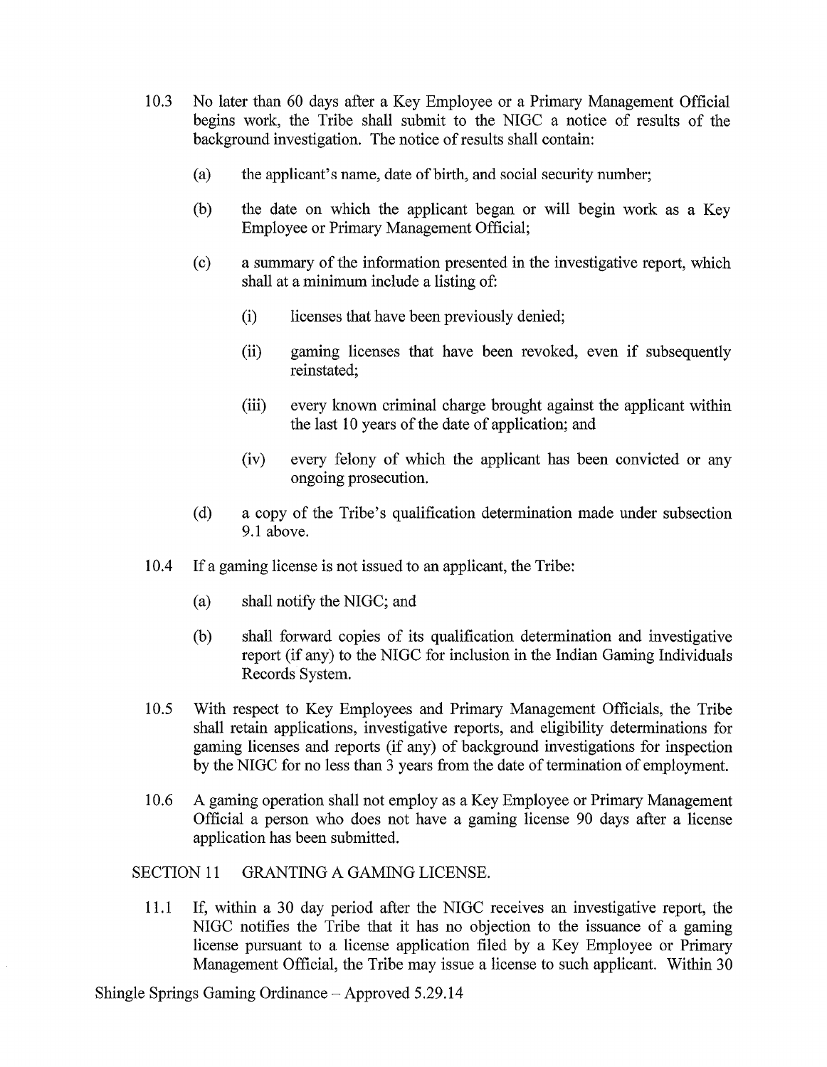10.3 No later than 60 days after a Key Employee or a Primary Management Official begins work, the Tribe shall submit to the NIGC a notice of results of the background investigation. The notice of results shall contain:

(a) the applicant's name, date of birth, and social security number;

(b) the date on which the applicant began or will begin work as a Key Employee or Primary Management Official;

(c) a summary of the information presented in the investigative report, which shall at a minimum include a listing of:

(i) licenses that have been previously denied;

(ii) gaming licenses that have been revoked, even if subsequently reinstated;

(iii) every known criminal charge brought against the applicant within the last 10 years of the date of application; and

(iv) every felony of which the applicant has been convicted or any ongoing prosecution.

(d) a copy of the Tribe's qualification determination made under subsection 9.1 above.

10.4 If a gaming license is not issued to an applicant, the Tribe:

(a) shall notify the NIGC; and

(b) shall forward copies of its qualification determination and investigative report (if any) to the NIGC for inclusion in the Indian Gaming Individuals Records System.

10.5 With respect to Key Employees and Primary Management Officials, the Tribe shall retain applications, investigative reports, and eligibility determinations for gaming licenses and reports (if any) of background investigations for inspection by the NIGC for no less than 3 years from the date of termination of employment.

10.6 A gaming operation shall not employ as a Key Employee or Primary Management Official a person who does not have a gaming license 90 days after a license application has been submitted.

## SECTION 11 GRANTING A GAMING LICENSE.

11.1 If, within a 30 day period after the NIGC receives an investigative report, the NIGC notifies the Tribe that it has no objection to the issuance of a gaming license pursuant to a license application filed by a Key Employee or Primary Management Official, the Tribe may issue a license to such applicant. Within 30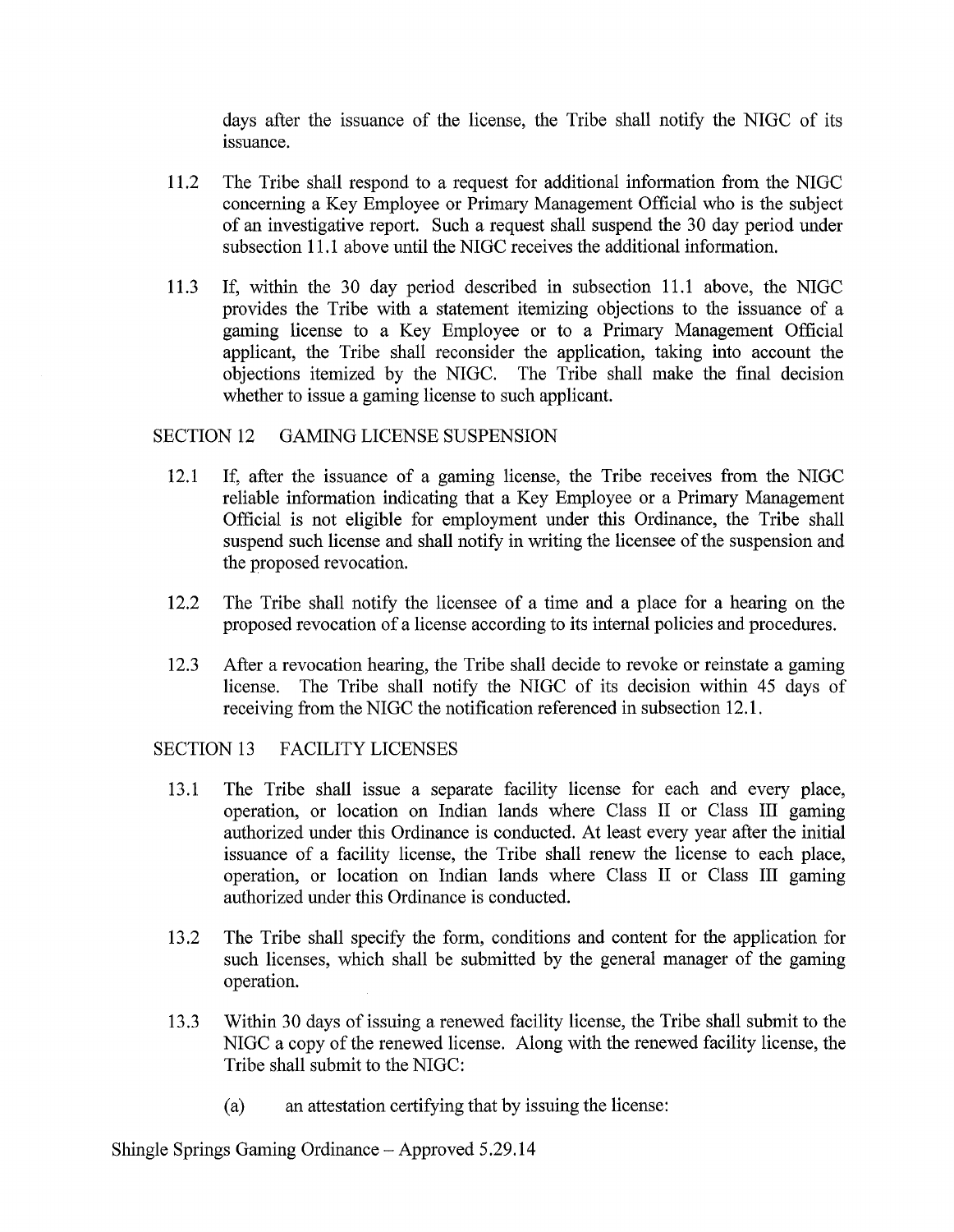days after the issuance of the license, the Tribe shall notify the NIGC of its issuance.

11.2 The Tribe shall respond to a request for additional information from the NIGC concerning a Key Employee or Primary Management Official who is the subject of an investigative report. Such a request shall suspend the 30 day period under subsection 11.1 above until the NIGC receives the additional information.

11.3 If, within the 30 day period described in subsection 11.1 above, the NIGC provides the Tribe with a statement itemizing objections to the issuance of a gaming license to a Key Employee or to a Primary Management Official applicant, the Tribe shall reconsider the application, taking into account the objections itemized by the NIGC. The Tribe shall make the final decision whether to issue a gaming license to such applicant.

## SECTION 12 GAMING LICENSE SUSPENSION

12.1 If, after the issuance of a gaming license, the Tribe receives from the NIGC reliable information indicating that a Key Employee or a Primary Management Official is not eligible for employment under this Ordinance, the Tribe shall suspend such license and shall notify in writing the licensee of the suspension and the proposed revocation.

12.2 The Tribe shall notify the licensee of a time and a place for a hearing on the proposed revocation of a license according to its internal policies and procedures.

12.3 After a revocation hearing, the Tribe shall decide to revoke or reinstate a gaming license. The Tribe shall notify the NIGC of its decision within 45 days of receiving from the NIGC the notification referenced in subsection 12.1.

## SECTION 13 FACILITY LICENSES

13.1 The Tribe shall issue a separate facility license for each and every place, operation, or location on Indian lands where Class II or Class III gaming authorized under this Ordinance is conducted. At least every year after the initial issuance of a facility license, the Tribe shall renew the license to each place, operation, or location on Indian lands where Class II or Class III gaming authorized under this Ordinance is conducted.

13.2 The Tribe shall specify the form, conditions and content for the application for such licenses, which shall be submitted by the general manager of the gaming operation.

13.3 Within 30 days of issuing a renewed facility license, the Tribe shall submit to the NIGC a copy of the renewed license. Along with the renewed facility license, the Tribe shall submit to the NIGC:

(a) an attestation certifying that by issuing the license:

Shingle Springs Gaming Ordinance – Approved 5.29.14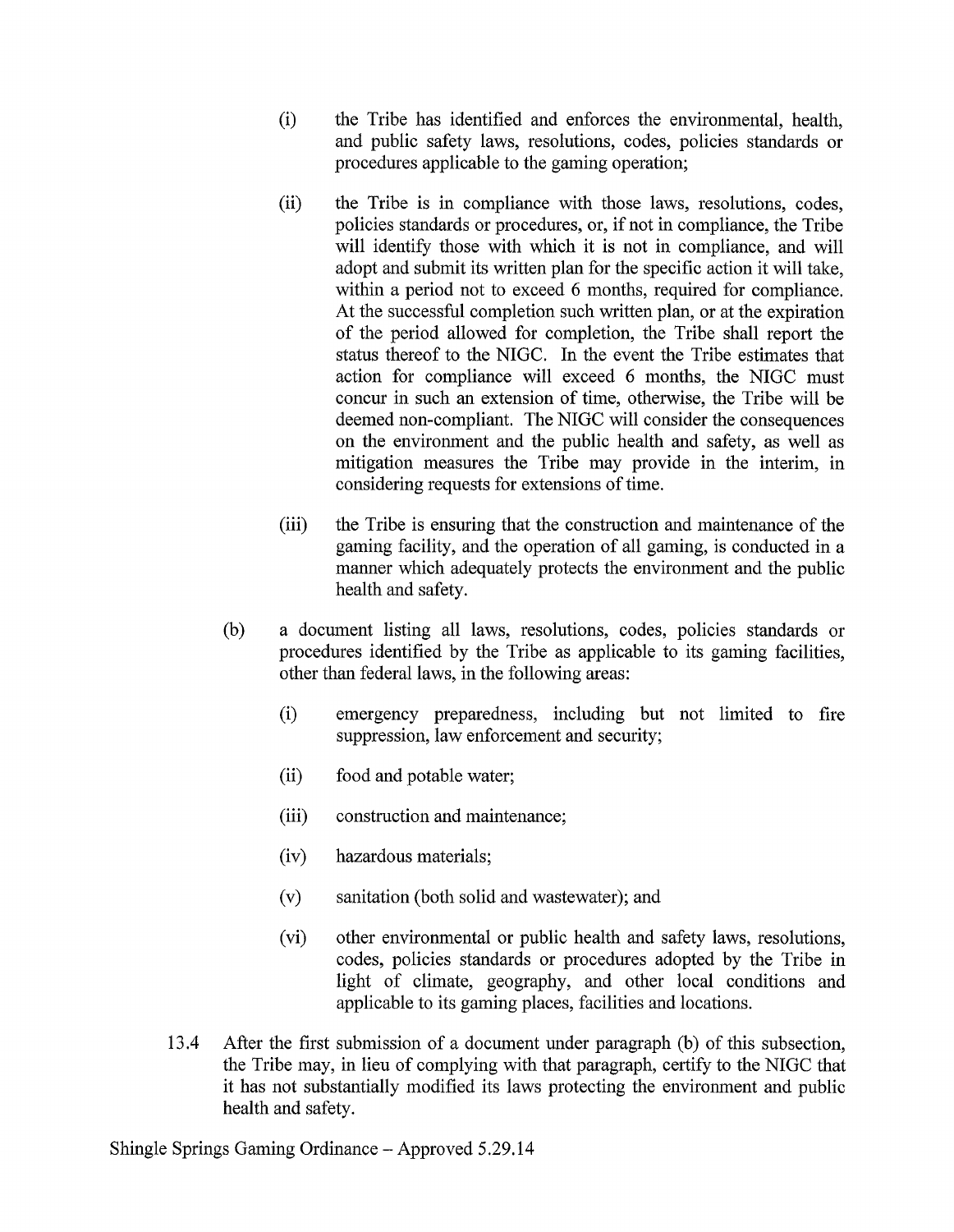(i) the Tribe has identified and enforces the environmental, health, and public safety laws, resolutions, codes, policies standards or procedures applicable to the gaming operation;

(ii) the Tribe is in compliance with those laws, resolutions, codes, policies standards or procedures, or, if not in compliance, the Tribe will identify those with which it is not in compliance, and will adopt and submit its written plan for the specific action it will take, within a period not to exceed 6 months, required for compliance. At the successful completion such written plan, or at the expiration of the period allowed for completion, the Tribe shall report the status thereof to the NIGC. In the event the Tribe estimates that action for compliance will exceed 6 months, the NIGC must concur in such an extension of time, otherwise, the Tribe will be deemed non-compliant. The NIGC will consider the consequences on the environment and the public health and safety, as well as mitigation measures the Tribe may provide in the interim, in considering requests for extensions of time.

(iii) the Tribe is ensuring that the construction and maintenance of the gaming facility, and the operation of all gaming, is conducted in a manner which adequately protects the environment and the public health and safety.

(b) a document listing all laws, resolutions, codes, policies standards or procedures identified by the Tribe as applicable to its gaming facilities, other than federal laws, in the following areas:

(i) emergency preparedness, including but not limited to fire suppression, law enforcement and security;

(ii) food and potable water;

(iii) construction and maintenance;

(iv) hazardous materials;

(v) sanitation (both solid and wastewater); and

(vi) other environmental or public health and safety laws, resolutions, codes, policies standards or procedures adopted by the Tribe in light of climate, geography, and other local conditions and applicable to its gaming places, facilities and locations.

13.4 After the first submission of a document under paragraph (b) of this subsection, the Tribe may, in lieu of complying with that paragraph, certify to the NIGC that it has not substantially modified its laws protecting the environment and public health and safety.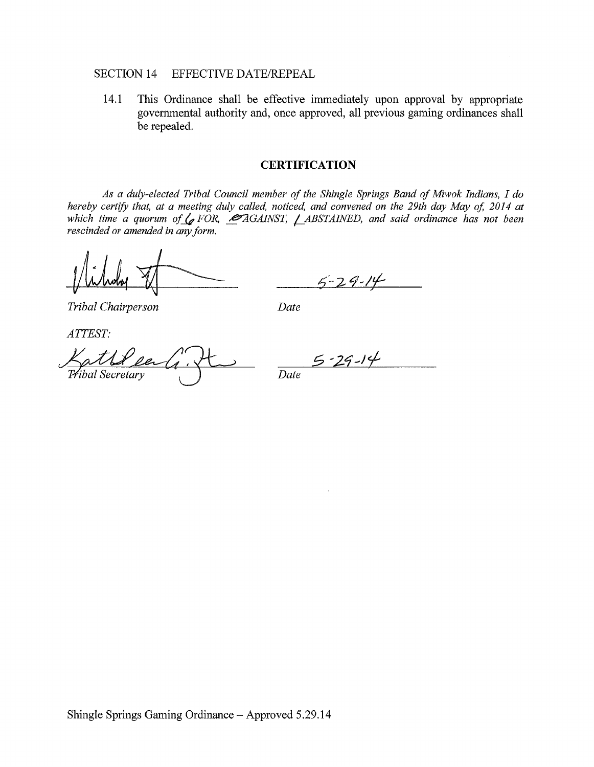SECTION 14 EFFECTIVE DATE/REPEAL

14.1 This Ordinance shall be effective immediately upon approval by appropriate governmental authority and, once approved, all previous gaming ordinances shall be repealed.

## CERTIFICATION

*As a duly-elected Tribal Council member of the Shingle Springs Band of Miwok Indians, I do hereby certify that, at a meeting duly called, noticed, and convened on the 29th day May of, 2014 at which time a quorum of 6 FOR, 0 AGAINST, 1 ABSTAINED, and said ordinance has not been rescinded or amended in any form.*

*Tribal Chairperson* 5-29-14

*Date*

*ATTEST:*

*Tribal Secretary* 5-29-14

*Date*

Shingle Springs Gaming Ordinance – Approved 5.29.14